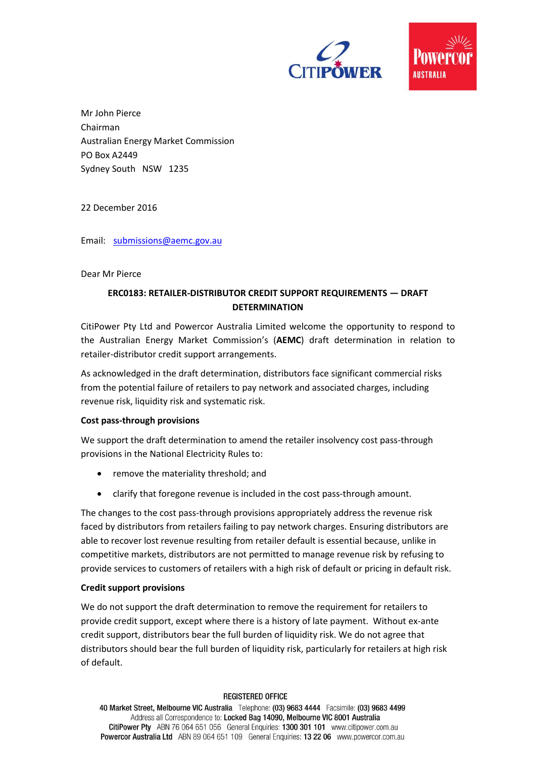Mr John Pierce
Chairman
Australian Energy Market Commission
PO Box A2449
Sydney South NSW 1235

22 December 2016

Email: submissions@aemc.gov.au

Dear Mr Pierce

**ERC0183: RETAILER-DISTRIBUTOR CREDIT SUPPORT REQUIREMENTS — DRAFT DETERMINATION**

CitiPower Pty Ltd and Powercor Australia Limited welcome the opportunity to respond to the Australian Energy Market Commission's (**AEMC**) draft determination in relation to retailer-distributor credit support arrangements.

As acknowledged in the draft determination, distributors face significant commercial risks from the potential failure of retailers to pay network and associated charges, including revenue risk, liquidity risk and systematic risk.

**Cost pass-through provisions**

We support the draft determination to amend the retailer insolvency cost pass-through provisions in the National Electricity Rules to:

- remove the materiality threshold; and
- clarify that foregone revenue is included in the cost pass-through amount.

The changes to the cost pass-through provisions appropriately address the revenue risk faced by distributors from retailers failing to pay network charges. Ensuring distributors are able to recover lost revenue resulting from retailer default is essential because, unlike in competitive markets, distributors are not permitted to manage revenue risk by refusing to provide services to customers of retailers with a high risk of default or pricing in default risk.

**Credit support provisions**

We do not support the draft determination to remove the requirement for retailers to provide credit support, except where there is a history of late payment. Without ex-ante credit support, distributors bear the full burden of liquidity risk. We do not agree that distributors should bear the full burden of liquidity risk, particularly for retailers at high risk of default.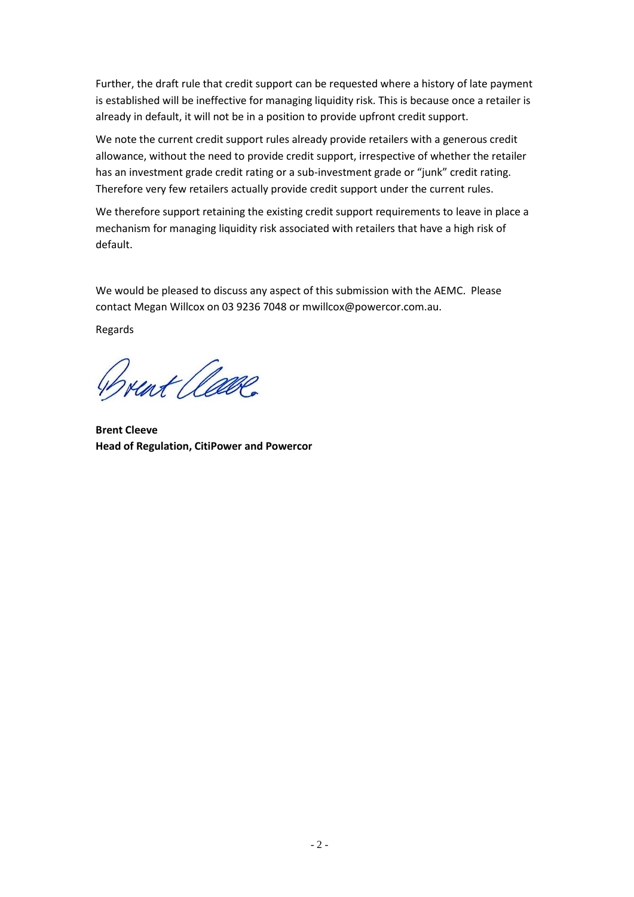Further, the draft rule that credit support can be requested where a history of late payment is established will be ineffective for managing liquidity risk. This is because once a retailer is already in default, it will not be in a position to provide upfront credit support.

We note the current credit support rules already provide retailers with a generous credit allowance, without the need to provide credit support, irrespective of whether the retailer has an investment grade credit rating or a sub-investment grade or "junk" credit rating. Therefore very few retailers actually provide credit support under the current rules.

We therefore support retaining the existing credit support requirements to leave in place a mechanism for managing liquidity risk associated with retailers that have a high risk of default.

We would be pleased to discuss any aspect of this submission with the AEMC. Please contact Megan Willcox on 03 9236 7048 or mwillcox@powercor.com.au.

Regards

**Brent Cleeve**
**Head of Regulation, CitiPower and Powercor**